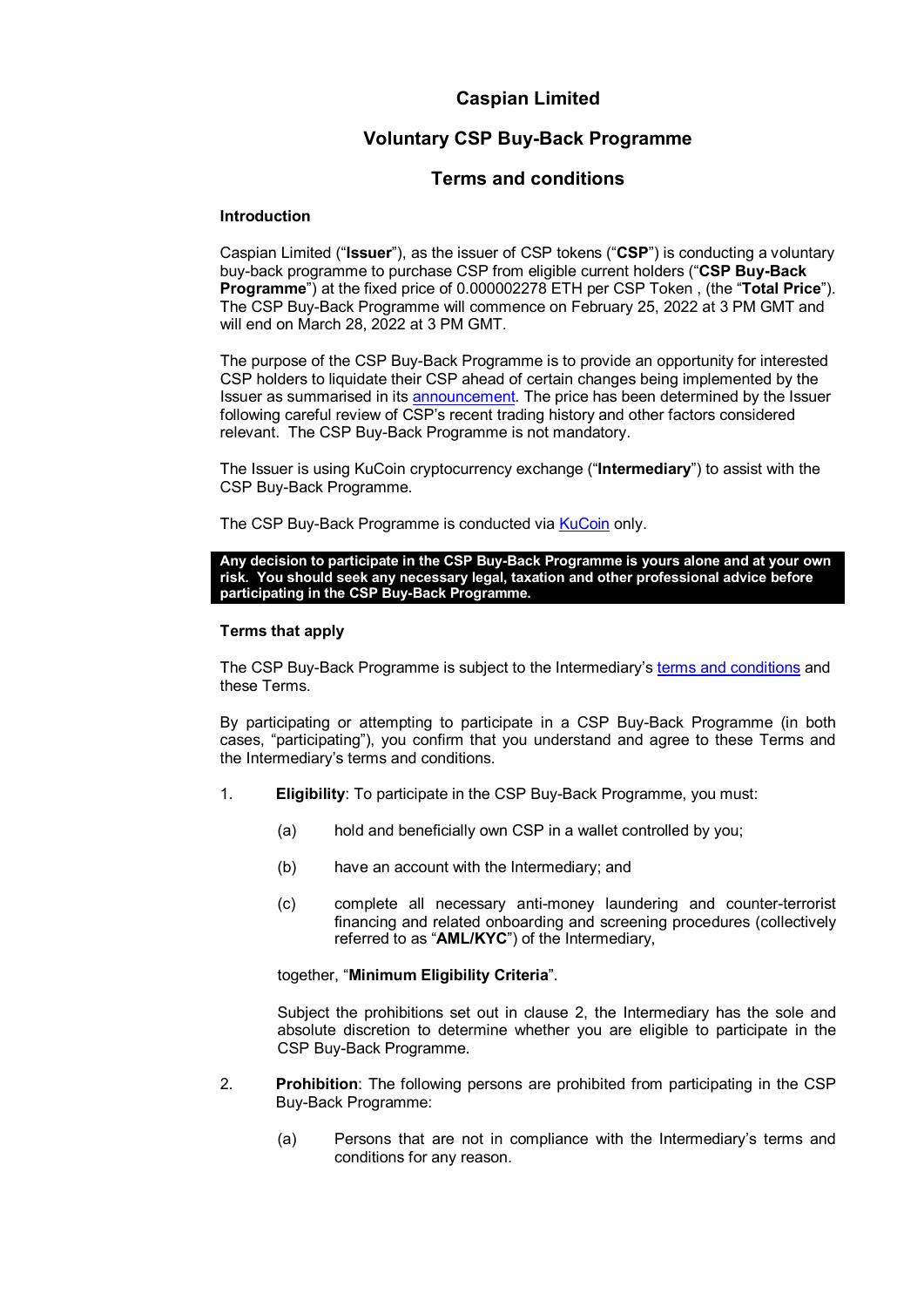# Caspian Limited

## Voluntary CSP Buy-Back Programme

## Terms and conditions

**Introduction**

Caspian Limited ("**Issuer**"), as the issuer of CSP tokens ("**CSP**") is conducting a voluntary buy-back programme to purchase CSP from eligible current holders ("**CSP Buy-Back Programme**") at the fixed price of 0.000002278 ETH per CSP Token , (the "**Total Price**"). The CSP Buy-Back Programme will commence on February 25, 2022 at 3 PM GMT and will end on March 28, 2022 at 3 PM GMT.

The purpose of the CSP Buy-Back Programme is to provide an opportunity for interested CSP holders to liquidate their CSP ahead of certain changes being implemented by the Issuer as summarised in its announcement. The price has been determined by the Issuer following careful review of CSP's recent trading history and other factors considered relevant. The CSP Buy-Back Programme is not mandatory.

The Issuer is using KuCoin cryptocurrency exchange ("**Intermediary**") to assist with the CSP Buy-Back Programme.

The CSP Buy-Back Programme is conducted via KuCoin only.

**Any decision to participate in the CSP Buy-Back Programme is yours alone and at your own risk. You should seek any necessary legal, taxation and other professional advice before participating in the CSP Buy-Back Programme.**

**Terms that apply**

The CSP Buy-Back Programme is subject to the Intermediary's terms and conditions and these Terms.

By participating or attempting to participate in a CSP Buy-Back Programme (in both cases, "participating"), you confirm that you understand and agree to these Terms and the Intermediary's terms and conditions.

1. **Eligibility**: To participate in the CSP Buy-Back Programme, you must:

   (a) hold and beneficially own CSP in a wallet controlled by you;

   (b) have an account with the Intermediary; and

   (c) complete all necessary anti-money laundering and counter-terrorist financing and related onboarding and screening procedures (collectively referred to as "**AML/KYC**") of the Intermediary,

   together, "**Minimum Eligibility Criteria**".

   Subject the prohibitions set out in clause 2, the Intermediary has the sole and absolute discretion to determine whether you are eligible to participate in the CSP Buy-Back Programme.

2. **Prohibition**: The following persons are prohibited from participating in the CSP Buy-Back Programme:

   (a) Persons that are not in compliance with the Intermediary's terms and conditions for any reason.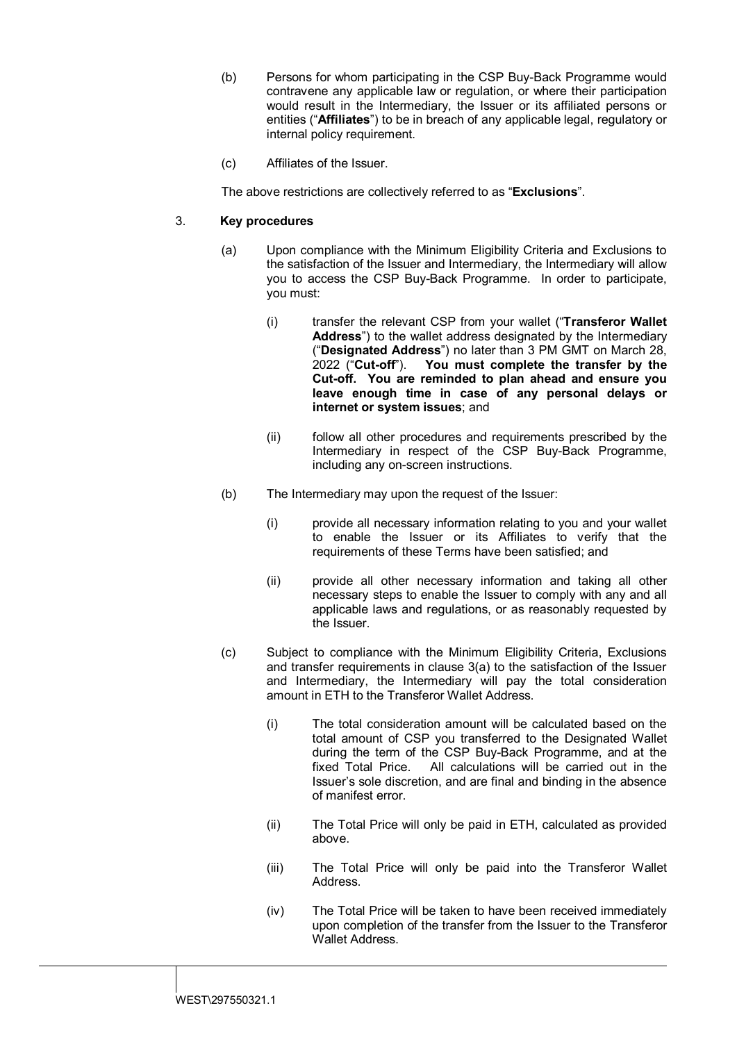(b) Persons for whom participating in the CSP Buy-Back Programme would contravene any applicable law or regulation, or where their participation would result in the Intermediary, the Issuer or its affiliated persons or entities ("**Affiliates**") to be in breach of any applicable legal, regulatory or internal policy requirement.

(c) Affiliates of the Issuer.

The above restrictions are collectively referred to as "**Exclusions**".

3. **Key procedures**

(a) Upon compliance with the Minimum Eligibility Criteria and Exclusions to the satisfaction of the Issuer and Intermediary, the Intermediary will allow you to access the CSP Buy-Back Programme. In order to participate, you must:

(i) transfer the relevant CSP from your wallet ("**Transferor Wallet Address**") to the wallet address designated by the Intermediary ("**Designated Address**") no later than 3 PM GMT on March 28, 2022 ("**Cut-off**"). **You must complete the transfer by the Cut-off. You are reminded to plan ahead and ensure you leave enough time in case of any personal delays or internet or system issues**; and

(ii) follow all other procedures and requirements prescribed by the Intermediary in respect of the CSP Buy-Back Programme, including any on-screen instructions.

(b) The Intermediary may upon the request of the Issuer:

(i) provide all necessary information relating to you and your wallet to enable the Issuer or its Affiliates to verify that the requirements of these Terms have been satisfied; and

(ii) provide all other necessary information and taking all other necessary steps to enable the Issuer to comply with any and all applicable laws and regulations, or as reasonably requested by the Issuer.

(c) Subject to compliance with the Minimum Eligibility Criteria, Exclusions and transfer requirements in clause 3(a) to the satisfaction of the Issuer and Intermediary, the Intermediary will pay the total consideration amount in ETH to the Transferor Wallet Address.

(i) The total consideration amount will be calculated based on the total amount of CSP you transferred to the Designated Wallet during the term of the CSP Buy-Back Programme, and at the fixed Total Price. All calculations will be carried out in the Issuer's sole discretion, and are final and binding in the absence of manifest error.

(ii) The Total Price will only be paid in ETH, calculated as provided above.

(iii) The Total Price will only be paid into the Transferor Wallet Address.

(iv) The Total Price will be taken to have been received immediately upon completion of the transfer from the Issuer to the Transferor Wallet Address.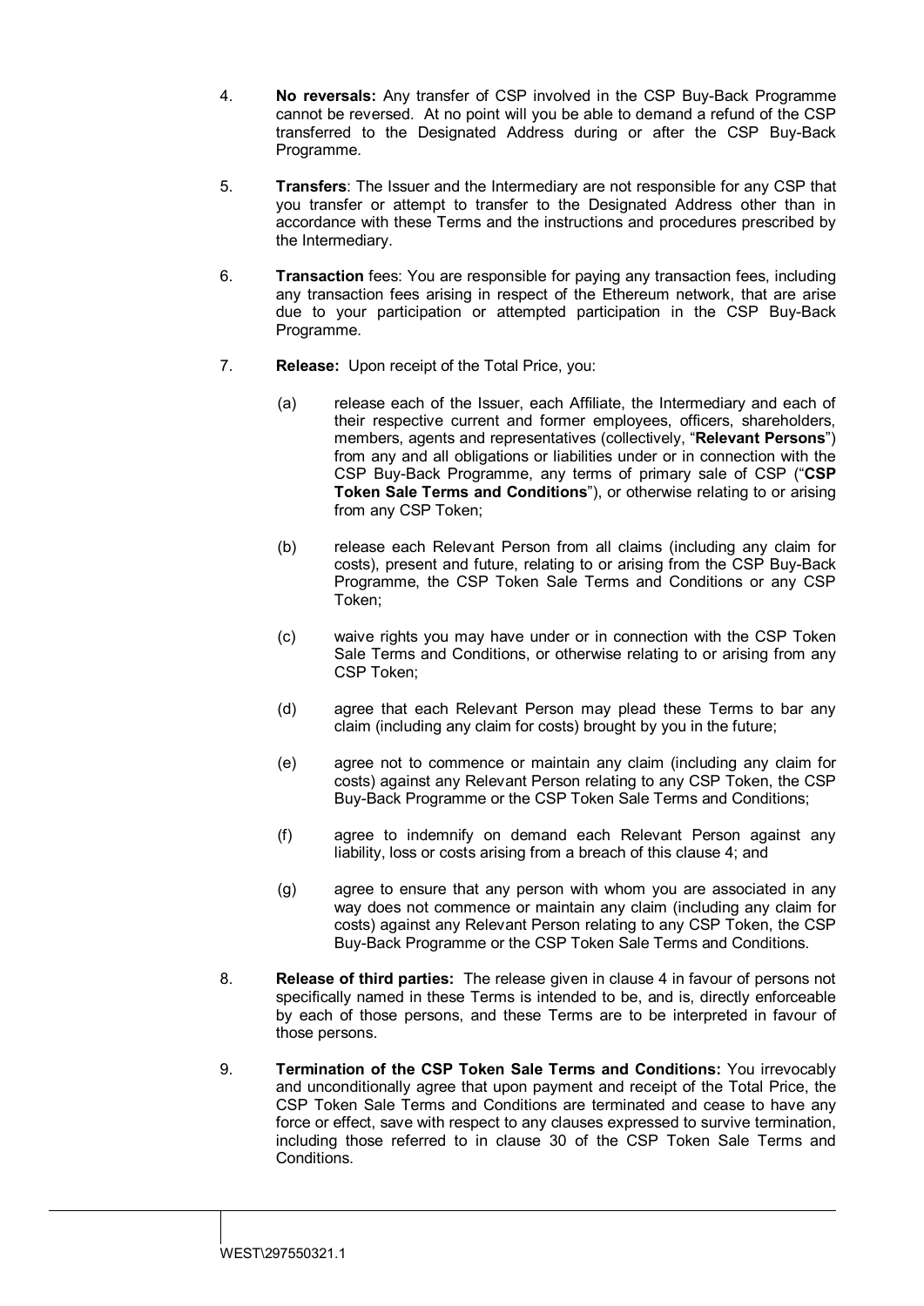4. **No reversals:** Any transfer of CSP involved in the CSP Buy-Back Programme cannot be reversed. At no point will you be able to demand a refund of the CSP transferred to the Designated Address during or after the CSP Buy-Back Programme.

5. **Transfers**: The Issuer and the Intermediary are not responsible for any CSP that you transfer or attempt to transfer to the Designated Address other than in accordance with these Terms and the instructions and procedures prescribed by the Intermediary.

6. **Transaction** fees: You are responsible for paying any transaction fees, including any transaction fees arising in respect of the Ethereum network, that are arise due to your participation or attempted participation in the CSP Buy-Back Programme.

7. **Release:** Upon receipt of the Total Price, you:

   (a) release each of the Issuer, each Affiliate, the Intermediary and each of their respective current and former employees, officers, shareholders, members, agents and representatives (collectively, "**Relevant Persons**") from any and all obligations or liabilities under or in connection with the CSP Buy-Back Programme, any terms of primary sale of CSP ("**CSP Token Sale Terms and Conditions**"), or otherwise relating to or arising from any CSP Token;

   (b) release each Relevant Person from all claims (including any claim for costs), present and future, relating to or arising from the CSP Buy-Back Programme, the CSP Token Sale Terms and Conditions or any CSP Token;

   (c) waive rights you may have under or in connection with the CSP Token Sale Terms and Conditions, or otherwise relating to or arising from any CSP Token;

   (d) agree that each Relevant Person may plead these Terms to bar any claim (including any claim for costs) brought by you in the future;

   (e) agree not to commence or maintain any claim (including any claim for costs) against any Relevant Person relating to any CSP Token, the CSP Buy-Back Programme or the CSP Token Sale Terms and Conditions;

   (f) agree to indemnify on demand each Relevant Person against any liability, loss or costs arising from a breach of this clause 4; and

   (g) agree to ensure that any person with whom you are associated in any way does not commence or maintain any claim (including any claim for costs) against any Relevant Person relating to any CSP Token, the CSP Buy-Back Programme or the CSP Token Sale Terms and Conditions.

8. **Release of third parties:** The release given in clause 4 in favour of persons not specifically named in these Terms is intended to be, and is, directly enforceable by each of those persons, and these Terms are to be interpreted in favour of those persons.

9. **Termination of the CSP Token Sale Terms and Conditions:** You irrevocably and unconditionally agree that upon payment and receipt of the Total Price, the CSP Token Sale Terms and Conditions are terminated and cease to have any force or effect, save with respect to any clauses expressed to survive termination, including those referred to in clause 30 of the CSP Token Sale Terms and Conditions.

WEST\297550321.1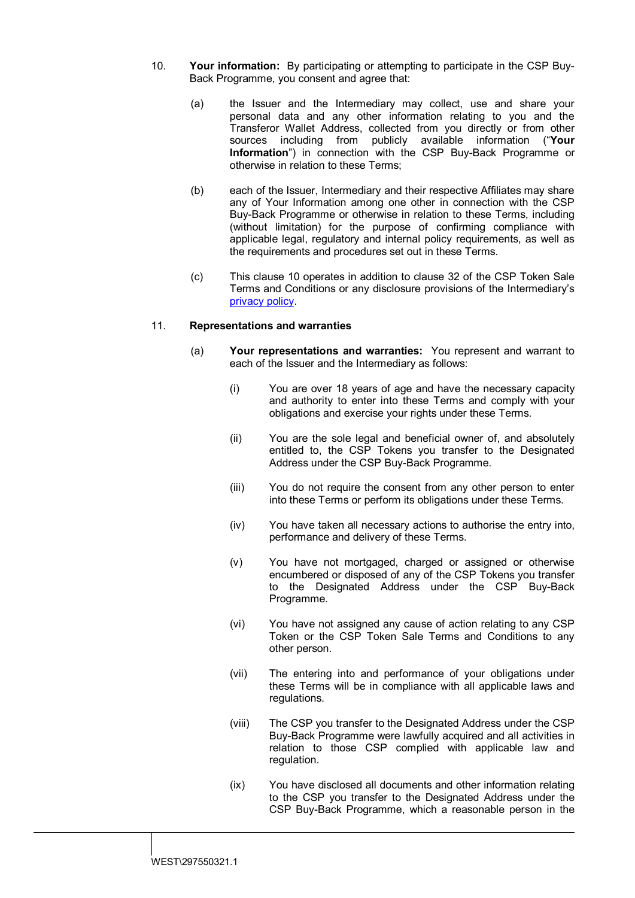10. **Your information:** By participating or attempting to participate in the CSP Buy-Back Programme, you consent and agree that:

    (a) the Issuer and the Intermediary may collect, use and share your personal data and any other information relating to you and the Transferor Wallet Address, collected from you directly or from other sources including from publicly available information ("**Your Information**") in connection with the CSP Buy-Back Programme or otherwise in relation to these Terms;

    (b) each of the Issuer, Intermediary and their respective Affiliates may share any of Your Information among one other in connection with the CSP Buy-Back Programme or otherwise in relation to these Terms, including (without limitation) for the purpose of confirming compliance with applicable legal, regulatory and internal policy requirements, as well as the requirements and procedures set out in these Terms.

    (c) This clause 10 operates in addition to clause 32 of the CSP Token Sale Terms and Conditions or any disclosure provisions of the Intermediary's privacy policy.

11. **Representations and warranties**

    (a) **Your representations and warranties:** You represent and warrant to each of the Issuer and the Intermediary as follows:

        (i) You are over 18 years of age and have the necessary capacity and authority to enter into these Terms and comply with your obligations and exercise your rights under these Terms.

        (ii) You are the sole legal and beneficial owner of, and absolutely entitled to, the CSP Tokens you transfer to the Designated Address under the CSP Buy-Back Programme.

        (iii) You do not require the consent from any other person to enter into these Terms or perform its obligations under these Terms.

        (iv) You have taken all necessary actions to authorise the entry into, performance and delivery of these Terms.

        (v) You have not mortgaged, charged or assigned or otherwise encumbered or disposed of any of the CSP Tokens you transfer to the Designated Address under the CSP Buy-Back Programme.

        (vi) You have not assigned any cause of action relating to any CSP Token or the CSP Token Sale Terms and Conditions to any other person.

        (vii) The entering into and performance of your obligations under these Terms will be in compliance with all applicable laws and regulations.

        (viii) The CSP you transfer to the Designated Address under the CSP Buy-Back Programme were lawfully acquired and all activities in relation to those CSP complied with applicable law and regulation.

        (ix) You have disclosed all documents and other information relating to the CSP you transfer to the Designated Address under the CSP Buy-Back Programme, which a reasonable person in the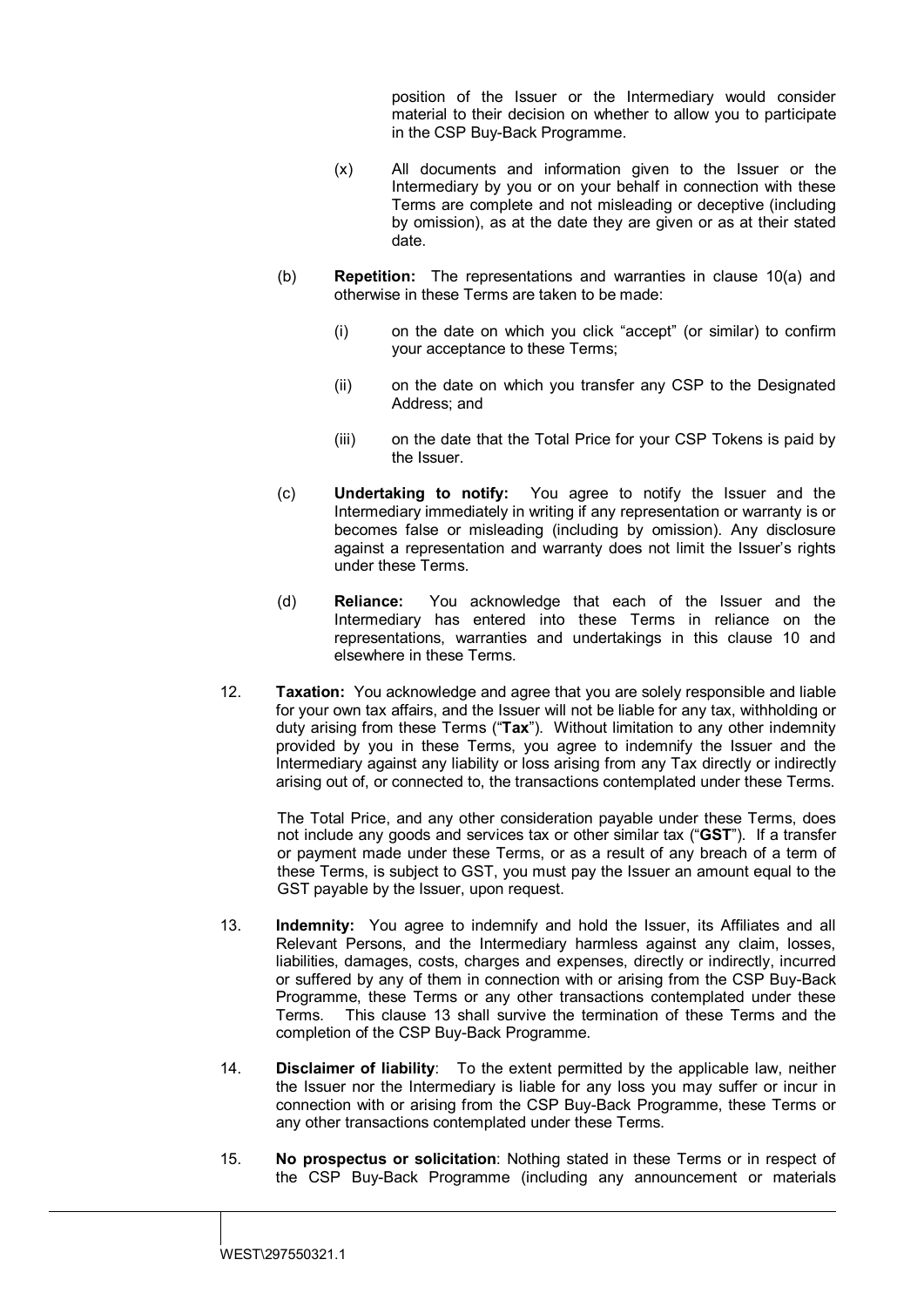position of the Issuer or the Intermediary would consider material to their decision on whether to allow you to participate in the CSP Buy-Back Programme.

(x) All documents and information given to the Issuer or the Intermediary by you or on your behalf in connection with these Terms are complete and not misleading or deceptive (including by omission), as at the date they are given or as at their stated date.

(b) **Repetition:** The representations and warranties in clause 10(a) and otherwise in these Terms are taken to be made:

(i) on the date on which you click "accept" (or similar) to confirm your acceptance to these Terms;

(ii) on the date on which you transfer any CSP to the Designated Address; and

(iii) on the date that the Total Price for your CSP Tokens is paid by the Issuer.

(c) **Undertaking to notify:** You agree to notify the Issuer and the Intermediary immediately in writing if any representation or warranty is or becomes false or misleading (including by omission). Any disclosure against a representation and warranty does not limit the Issuer's rights under these Terms.

(d) **Reliance:** You acknowledge that each of the Issuer and the Intermediary has entered into these Terms in reliance on the representations, warranties and undertakings in this clause 10 and elsewhere in these Terms.

12. **Taxation:** You acknowledge and agree that you are solely responsible and liable for your own tax affairs, and the Issuer will not be liable for any tax, withholding or duty arising from these Terms ("**Tax**"). Without limitation to any other indemnity provided by you in these Terms, you agree to indemnify the Issuer and the Intermediary against any liability or loss arising from any Tax directly or indirectly arising out of, or connected to, the transactions contemplated under these Terms.

    The Total Price, and any other consideration payable under these Terms, does not include any goods and services tax or other similar tax ("**GST**"). If a transfer or payment made under these Terms, or as a result of any breach of a term of these Terms, is subject to GST, you must pay the Issuer an amount equal to the GST payable by the Issuer, upon request.

13. **Indemnity:** You agree to indemnify and hold the Issuer, its Affiliates and all Relevant Persons, and the Intermediary harmless against any claim, losses, liabilities, damages, costs, charges and expenses, directly or indirectly, incurred or suffered by any of them in connection with or arising from the CSP Buy-Back Programme, these Terms or any other transactions contemplated under these Terms. This clause 13 shall survive the termination of these Terms and the completion of the CSP Buy-Back Programme.

14. **Disclaimer of liability**: To the extent permitted by the applicable law, neither the Issuer nor the Intermediary is liable for any loss you may suffer or incur in connection with or arising from the CSP Buy-Back Programme, these Terms or any other transactions contemplated under these Terms.

15. **No prospectus or solicitation**: Nothing stated in these Terms or in respect of the CSP Buy-Back Programme (including any announcement or materials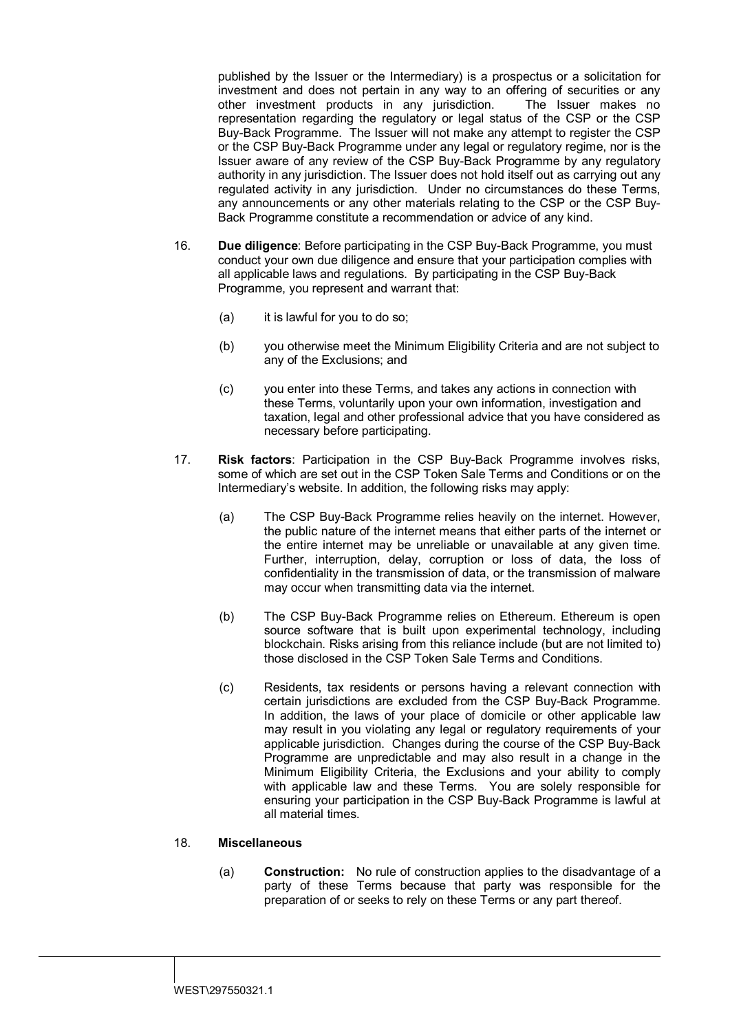published by the Issuer or the Intermediary) is a prospectus or a solicitation for investment and does not pertain in any way to an offering of securities or any other investment products in any jurisdiction. The Issuer makes no representation regarding the regulatory or legal status of the CSP or the CSP Buy-Back Programme. The Issuer will not make any attempt to register the CSP or the CSP Buy-Back Programme under any legal or regulatory regime, nor is the Issuer aware of any review of the CSP Buy-Back Programme by any regulatory authority in any jurisdiction. The Issuer does not hold itself out as carrying out any regulated activity in any jurisdiction. Under no circumstances do these Terms, any announcements or any other materials relating to the CSP or the CSP Buy-Back Programme constitute a recommendation or advice of any kind.

16. **Due diligence**: Before participating in the CSP Buy-Back Programme, you must conduct your own due diligence and ensure that your participation complies with all applicable laws and regulations. By participating in the CSP Buy-Back Programme, you represent and warrant that:

    (a) it is lawful for you to do so;

    (b) you otherwise meet the Minimum Eligibility Criteria and are not subject to any of the Exclusions; and

    (c) you enter into these Terms, and takes any actions in connection with these Terms, voluntarily upon your own information, investigation and taxation, legal and other professional advice that you have considered as necessary before participating.

17. **Risk factors**: Participation in the CSP Buy-Back Programme involves risks, some of which are set out in the CSP Token Sale Terms and Conditions or on the Intermediary's website. In addition, the following risks may apply:

    (a) The CSP Buy-Back Programme relies heavily on the internet. However, the public nature of the internet means that either parts of the internet or the entire internet may be unreliable or unavailable at any given time. Further, interruption, delay, corruption or loss of data, the loss of confidentiality in the transmission of data, or the transmission of malware may occur when transmitting data via the internet.

    (b) The CSP Buy-Back Programme relies on Ethereum. Ethereum is open source software that is built upon experimental technology, including blockchain. Risks arising from this reliance include (but are not limited to) those disclosed in the CSP Token Sale Terms and Conditions.

    (c) Residents, tax residents or persons having a relevant connection with certain jurisdictions are excluded from the CSP Buy-Back Programme. In addition, the laws of your place of domicile or other applicable law may result in you violating any legal or regulatory requirements of your applicable jurisdiction. Changes during the course of the CSP Buy-Back Programme are unpredictable and may also result in a change in the Minimum Eligibility Criteria, the Exclusions and your ability to comply with applicable law and these Terms. You are solely responsible for ensuring your participation in the CSP Buy-Back Programme is lawful at all material times.

18. **Miscellaneous**

    (a) **Construction:** No rule of construction applies to the disadvantage of a party of these Terms because that party was responsible for the preparation of or seeks to rely on these Terms or any part thereof.

WEST\297550321.1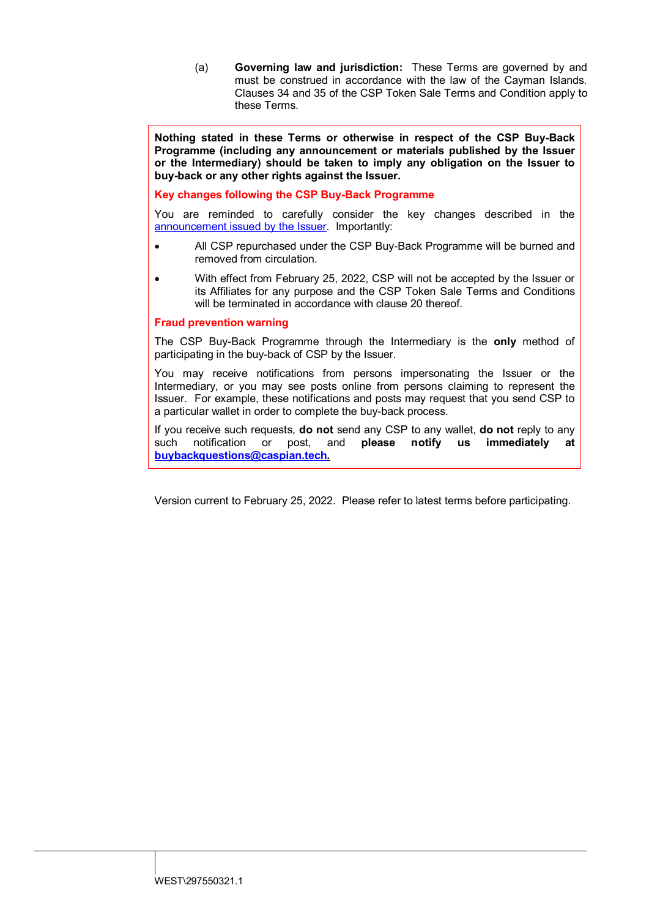(a) **Governing law and jurisdiction:** These Terms are governed by and must be construed in accordance with the law of the Cayman Islands. Clauses 34 and 35 of the CSP Token Sale Terms and Condition apply to these Terms.

**Nothing stated in these Terms or otherwise in respect of the CSP Buy-Back Programme (including any announcement or materials published by the Issuer or the Intermediary) should be taken to imply any obligation on the Issuer to buy-back or any other rights against the Issuer.**

**Key changes following the CSP Buy-Back Programme**

You are reminded to carefully consider the key changes described in the announcement issued by the Issuer. Importantly:

- All CSP repurchased under the CSP Buy-Back Programme will be burned and removed from circulation.
- With effect from February 25, 2022, CSP will not be accepted by the Issuer or its Affiliates for any purpose and the CSP Token Sale Terms and Conditions will be terminated in accordance with clause 20 thereof.

**Fraud prevention warning**

The CSP Buy-Back Programme through the Intermediary is the **only** method of participating in the buy-back of CSP by the Issuer.

You may receive notifications from persons impersonating the Issuer or the Intermediary, or you may see posts online from persons claiming to represent the Issuer. For example, these notifications and posts may request that you send CSP to a particular wallet in order to complete the buy-back process.

If you receive such requests, **do not** send any CSP to any wallet, **do not** reply to any such notification or post, and **please notify us immediately at buybackquestions@caspian.tech.**

Version current to February 25, 2022. Please refer to latest terms before participating.

WEST\297550321.1